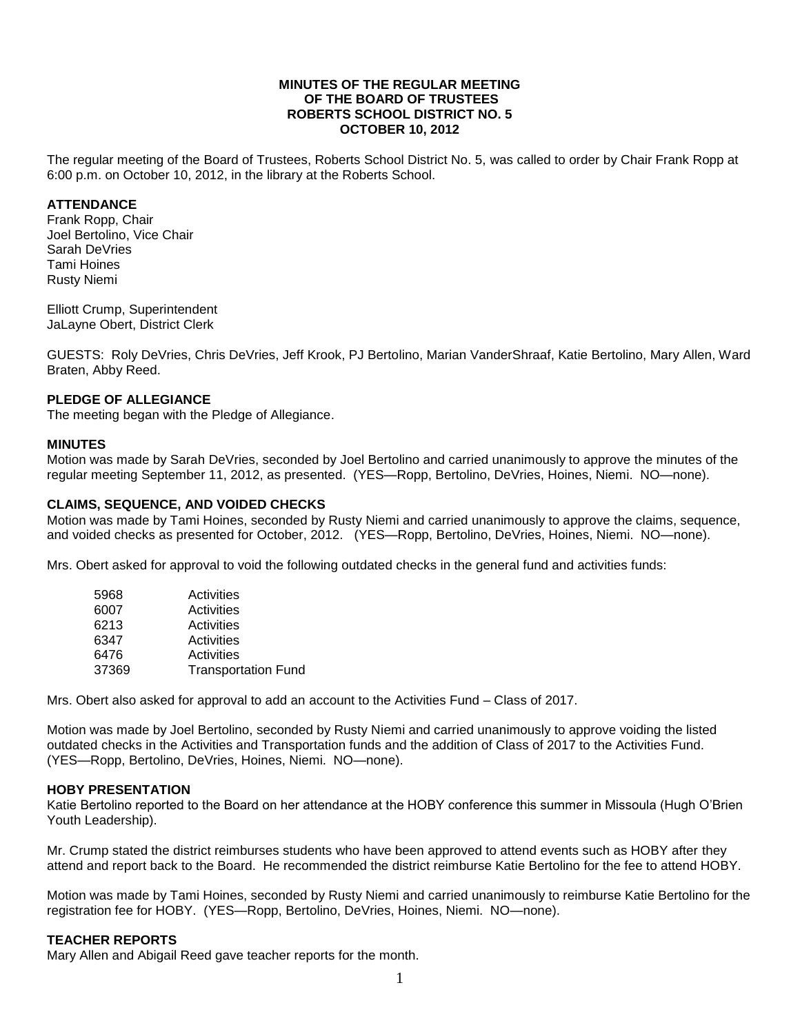**MINUTES OF THE REGULAR MEETING**
**OF THE BOARD OF TRUSTEES**
**ROBERTS SCHOOL DISTRICT NO. 5**
**OCTOBER 10, 2012**

The regular meeting of the Board of Trustees, Roberts School District No. 5, was called to order by Chair Frank Ropp at 6:00 p.m. on October 10, 2012, in the library at the Roberts School.

**ATTENDANCE**

Frank Ropp, Chair
Joel Bertolino, Vice Chair
Sarah DeVries
Tami Hoines
Rusty Niemi

Elliott Crump, Superintendent
JaLayne Obert, District Clerk

GUESTS: Roly DeVries, Chris DeVries, Jeff Krook, PJ Bertolino, Marian VanderShraaf, Katie Bertolino, Mary Allen, Ward Braten, Abby Reed.

**PLEDGE OF ALLEGIANCE**

The meeting began with the Pledge of Allegiance.

**MINUTES**

Motion was made by Sarah DeVries, seconded by Joel Bertolino and carried unanimously to approve the minutes of the regular meeting September 11, 2012, as presented. (YES—Ropp, Bertolino, DeVries, Hoines, Niemi. NO—none).

**CLAIMS, SEQUENCE, AND VOIDED CHECKS**

Motion was made by Tami Hoines, seconded by Rusty Niemi and carried unanimously to approve the claims, sequence, and voided checks as presented for October, 2012. (YES—Ropp, Bertolino, DeVries, Hoines, Niemi. NO—none).

Mrs. Obert asked for approval to void the following outdated checks in the general fund and activities funds:

| | |
|---|---|
| 5968 | Activities |
| 6007 | Activities |
| 6213 | Activities |
| 6347 | Activities |
| 6476 | Activities |
| 37369 | Transportation Fund |

Mrs. Obert also asked for approval to add an account to the Activities Fund – Class of 2017.

Motion was made by Joel Bertolino, seconded by Rusty Niemi and carried unanimously to approve voiding the listed outdated checks in the Activities and Transportation funds and the addition of Class of 2017 to the Activities Fund. (YES—Ropp, Bertolino, DeVries, Hoines, Niemi. NO—none).

**HOBY PRESENTATION**

Katie Bertolino reported to the Board on her attendance at the HOBY conference this summer in Missoula (Hugh O'Brien Youth Leadership).

Mr. Crump stated the district reimburses students who have been approved to attend events such as HOBY after they attend and report back to the Board. He recommended the district reimburse Katie Bertolino for the fee to attend HOBY.

Motion was made by Tami Hoines, seconded by Rusty Niemi and carried unanimously to reimburse Katie Bertolino for the registration fee for HOBY. (YES—Ropp, Bertolino, DeVries, Hoines, Niemi. NO—none).

**TEACHER REPORTS**

Mary Allen and Abigail Reed gave teacher reports for the month.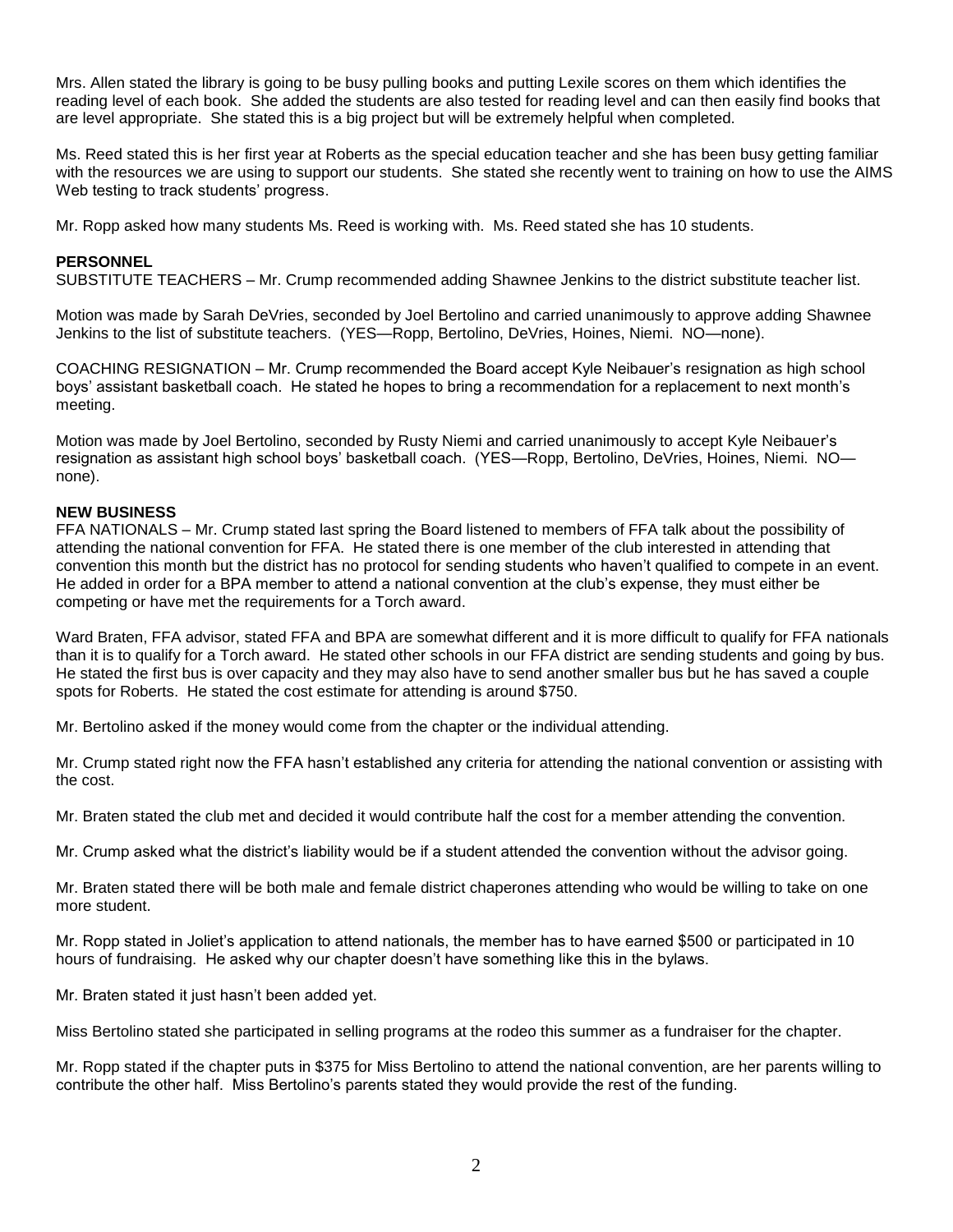Mrs. Allen stated the library is going to be busy pulling books and putting Lexile scores on them which identifies the reading level of each book. She added the students are also tested for reading level and can then easily find books that are level appropriate. She stated this is a big project but will be extremely helpful when completed.

Ms. Reed stated this is her first year at Roberts as the special education teacher and she has been busy getting familiar with the resources we are using to support our students. She stated she recently went to training on how to use the AIMS Web testing to track students' progress.

Mr. Ropp asked how many students Ms. Reed is working with. Ms. Reed stated she has 10 students.

**PERSONNEL**

SUBSTITUTE TEACHERS – Mr. Crump recommended adding Shawnee Jenkins to the district substitute teacher list.

Motion was made by Sarah DeVries, seconded by Joel Bertolino and carried unanimously to approve adding Shawnee Jenkins to the list of substitute teachers. (YES—Ropp, Bertolino, DeVries, Hoines, Niemi. NO—none).

COACHING RESIGNATION – Mr. Crump recommended the Board accept Kyle Neibauer's resignation as high school boys' assistant basketball coach. He stated he hopes to bring a recommendation for a replacement to next month's meeting.

Motion was made by Joel Bertolino, seconded by Rusty Niemi and carried unanimously to accept Kyle Neibauer's resignation as assistant high school boys' basketball coach. (YES—Ropp, Bertolino, DeVries, Hoines, Niemi. NO—none).

**NEW BUSINESS**

FFA NATIONALS – Mr. Crump stated last spring the Board listened to members of FFA talk about the possibility of attending the national convention for FFA. He stated there is one member of the club interested in attending that convention this month but the district has no protocol for sending students who haven't qualified to compete in an event. He added in order for a BPA member to attend a national convention at the club's expense, they must either be competing or have met the requirements for a Torch award.

Ward Braten, FFA advisor, stated FFA and BPA are somewhat different and it is more difficult to qualify for FFA nationals than it is to qualify for a Torch award. He stated other schools in our FFA district are sending students and going by bus. He stated the first bus is over capacity and they may also have to send another smaller bus but he has saved a couple spots for Roberts. He stated the cost estimate for attending is around $750.

Mr. Bertolino asked if the money would come from the chapter or the individual attending.

Mr. Crump stated right now the FFA hasn't established any criteria for attending the national convention or assisting with the cost.

Mr. Braten stated the club met and decided it would contribute half the cost for a member attending the convention.

Mr. Crump asked what the district's liability would be if a student attended the convention without the advisor going.

Mr. Braten stated there will be both male and female district chaperones attending who would be willing to take on one more student.

Mr. Ropp stated in Joliet's application to attend nationals, the member has to have earned $500 or participated in 10 hours of fundraising. He asked why our chapter doesn't have something like this in the bylaws.

Mr. Braten stated it just hasn't been added yet.

Miss Bertolino stated she participated in selling programs at the rodeo this summer as a fundraiser for the chapter.

Mr. Ropp stated if the chapter puts in $375 for Miss Bertolino to attend the national convention, are her parents willing to contribute the other half. Miss Bertolino's parents stated they would provide the rest of the funding.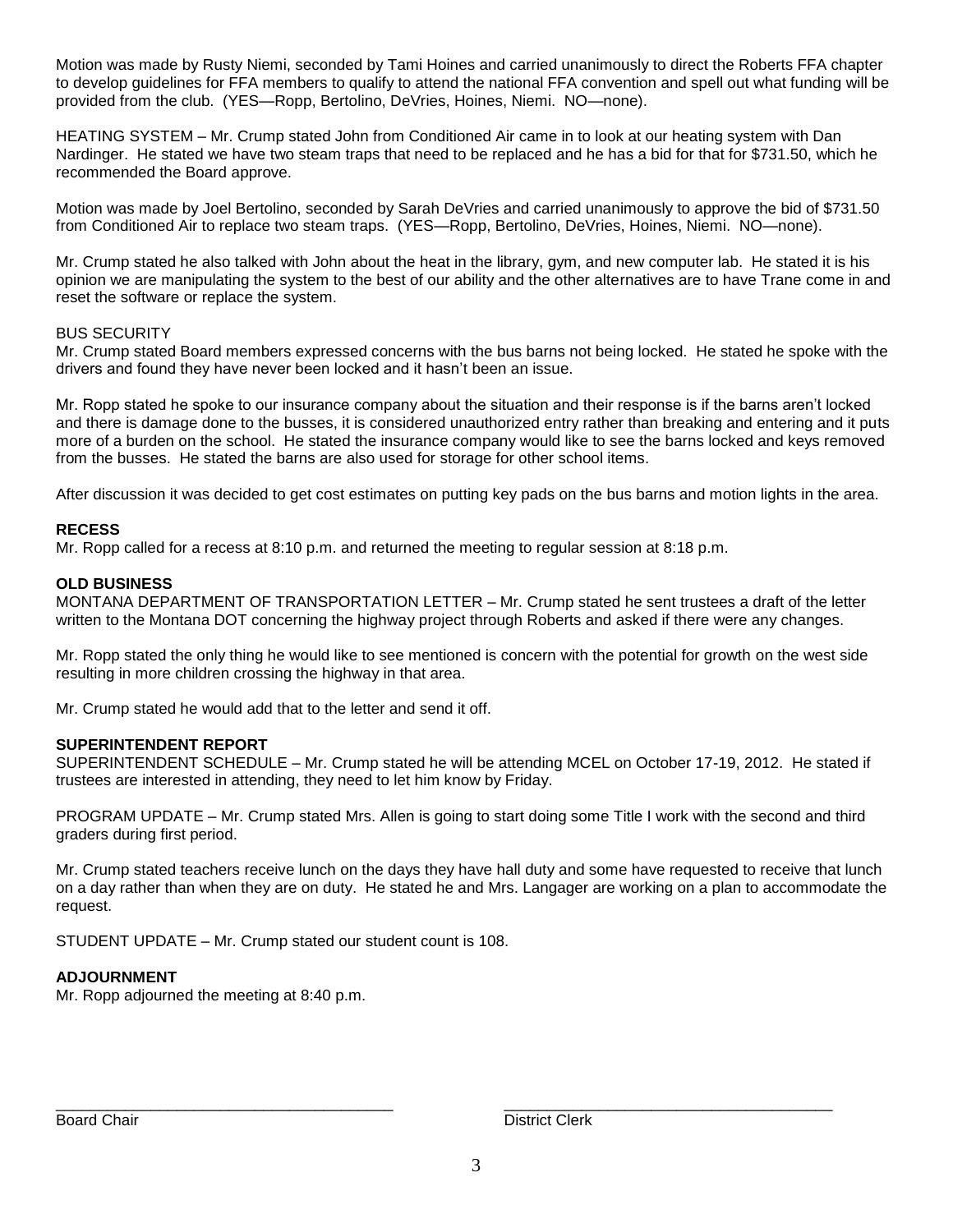Motion was made by Rusty Niemi, seconded by Tami Hoines and carried unanimously to direct the Roberts FFA chapter to develop guidelines for FFA members to qualify to attend the national FFA convention and spell out what funding will be provided from the club. (YES—Ropp, Bertolino, DeVries, Hoines, Niemi. NO—none).

HEATING SYSTEM – Mr. Crump stated John from Conditioned Air came in to look at our heating system with Dan Nardinger. He stated we have two steam traps that need to be replaced and he has a bid for that for $731.50, which he recommended the Board approve.

Motion was made by Joel Bertolino, seconded by Sarah DeVries and carried unanimously to approve the bid of $731.50 from Conditioned Air to replace two steam traps. (YES—Ropp, Bertolino, DeVries, Hoines, Niemi. NO—none).

Mr. Crump stated he also talked with John about the heat in the library, gym, and new computer lab. He stated it is his opinion we are manipulating the system to the best of our ability and the other alternatives are to have Trane come in and reset the software or replace the system.

BUS SECURITY
Mr. Crump stated Board members expressed concerns with the bus barns not being locked. He stated he spoke with the drivers and found they have never been locked and it hasn't been an issue.

Mr. Ropp stated he spoke to our insurance company about the situation and their response is if the barns aren't locked and there is damage done to the busses, it is considered unauthorized entry rather than breaking and entering and it puts more of a burden on the school. He stated the insurance company would like to see the barns locked and keys removed from the busses. He stated the barns are also used for storage for other school items.

After discussion it was decided to get cost estimates on putting key pads on the bus barns and motion lights in the area.

**RECESS**
Mr. Ropp called for a recess at 8:10 p.m. and returned the meeting to regular session at 8:18 p.m.

**OLD BUSINESS**
MONTANA DEPARTMENT OF TRANSPORTATION LETTER – Mr. Crump stated he sent trustees a draft of the letter written to the Montana DOT concerning the highway project through Roberts and asked if there were any changes.

Mr. Ropp stated the only thing he would like to see mentioned is concern with the potential for growth on the west side resulting in more children crossing the highway in that area.

Mr. Crump stated he would add that to the letter and send it off.

**SUPERINTENDENT REPORT**
SUPERINTENDENT SCHEDULE – Mr. Crump stated he will be attending MCEL on October 17-19, 2012. He stated if trustees are interested in attending, they need to let him know by Friday.

PROGRAM UPDATE – Mr. Crump stated Mrs. Allen is going to start doing some Title I work with the second and third graders during first period.

Mr. Crump stated teachers receive lunch on the days they have hall duty and some have requested to receive that lunch on a day rather than when they are on duty. He stated he and Mrs. Langager are working on a plan to accommodate the request.

STUDENT UPDATE – Mr. Crump stated our student count is 108.

**ADJOURNMENT**
Mr. Ropp adjourned the meeting at 8:40 p.m.

\_\_\_\_\_\_\_\_\_\_\_\_\_\_\_\_\_\_\_\_\_\_\_\_\_\_\_\_\_\_\_\_\_\_\_\_\_\_\_\_
Board Chair

\_\_\_\_\_\_\_\_\_\_\_\_\_\_\_\_\_\_\_\_\_\_\_\_\_\_\_\_\_\_\_\_\_\_\_\_\_\_\_\_
District Clerk